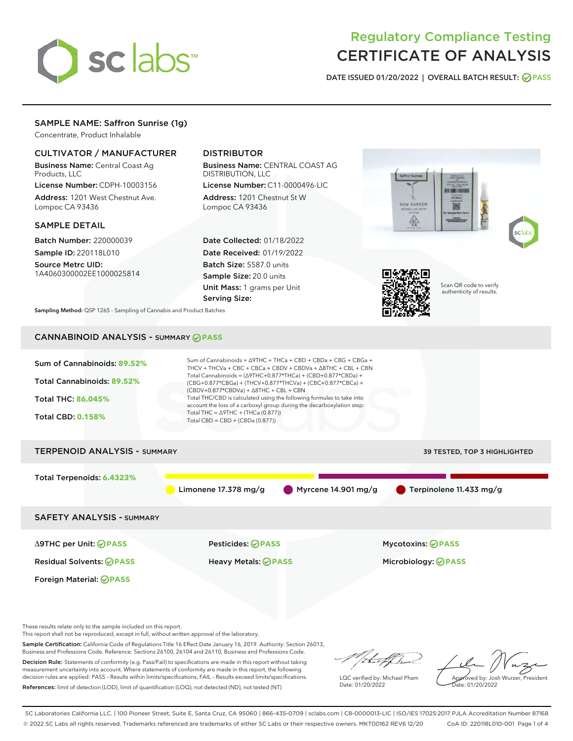# Regulatory Compliance Testing
# CERTIFICATE OF ANALYSIS

DATE ISSUED 01/20/2022 | OVERALL BATCH RESULT: PASS

## SAMPLE NAME: Saffron Sunrise (1g)

Concentrate, Product Inhalable

### CULTIVATOR / MANUFACTURER

**Business Name:** Central Coast Ag Products, LLC

**License Number:** CDPH-10003156

**Address:** 1201 West Chestnut Ave. Lompoc CA 93436

### DISTRIBUTOR

**Business Name:** CENTRAL COAST AG DISTRIBUTION, LLC

**License Number:** C11-0000496-LIC

**Address:** 1201 Chestnut St W Lompoc CA 93436

### SAMPLE DETAIL

**Batch Number:** 220000039

**Sample ID:** 220118L010

**Source Metrc UID:** 1A4060300002EE1000025814

**Date Collected:** 01/18/2022

**Date Received:** 01/19/2022

**Batch Size:** 5587.0 units

**Sample Size:** 20.0 units

**Unit Mass:** 1 grams per Unit

**Serving Size:**

**Sampling Method:** QSP 1265 - Sampling of Cannabis and Product Batches

Scan QR code to verify authenticity of results.

## CANNABINOID ANALYSIS - SUMMARY PASS

Sum of Cannabinoids: **89.52%**

Total Cannabinoids: **89.52%**

Total THC: **86.045%**

Total CBD: **0.158%**

Sum of Cannabinoids = Δ9THC + THCa + CBD + CBDa + CBG + CBGa + THCV + THCVa + CBC + CBCa + CBDV + CBDVa + Δ8THC + CBL + CBN

Total Cannabinoids = (Δ9THC+0.877*THCa) + (CBD+0.877*CBDa) + (CBG+0.877*CBGa) + (THCV+0.877*THCVa) + (CBC+0.877*CBCa) + (CBDV+0.877*CBDVa) + Δ8THC + CBL + CBN

Total THC/CBD is calculated using the following formulas to take into account the loss of a carboxyl group during the decarboxylation step:

Total THC = Δ9THC + (THCa (0.877))

Total CBD = CBD + (CBDa (0.877))

## TERPENOID ANALYSIS - SUMMARY

39 TESTED, TOP 3 HIGHLIGHTED

Total Terpenoids: **6.4323%**

Limonene 17.378 mg/g | Myrcene 14.901 mg/g | Terpinolene 11.433 mg/g

## SAFETY ANALYSIS - SUMMARY

| | | |
|---|---|---|
| Δ9THC per Unit: PASS | Pesticides: PASS | Mycotoxins: PASS |
| Residual Solvents: PASS | Heavy Metals: PASS | Microbiology: PASS |
| Foreign Material: PASS | | |

These results relate only to the sample included on this report.
This report shall not be reproduced, except in full, without written approval of the laboratory.

**Sample Certification:** California Code of Regulations Title 16 Effect Date January 16, 2019. Authority: Section 26013, Business and Professions Code. Reference: Sections 26100, 26104 and 26110, Business and Professions Code.

**Decision Rule:** Statements of conformity (e.g. Pass/Fail) to specifications are made in this report without taking measurement uncertainty into account. Where statements of conformity are made in this report, the following decision rules are applied: PASS – Results within limits/specifications, FAIL – Results exceed limits/specifications.

**References:** limit of detection (LOD), limit of quantification (LOQ), not detected (ND), not tested (NT)

LQC verified by: Michael Pham
Date: 01/20/2022

Approved by: Josh Wurzer, President
Date: 01/20/2022

SC Laboratories California LLC. | 100 Pioneer Street, Suite E, Santa Cruz, CA 95060 | 866-435-0709 | sclabs.com | C8-0000013-LIC | ISO/IES 17025:2017 PJLA Accreditation Number 87168
© 2022 SC Labs all rights reserved. Trademarks referenced are trademarks of either SC Labs or their respective owners. MKT00162 REV6 12/20 CoA ID: 220118L010-001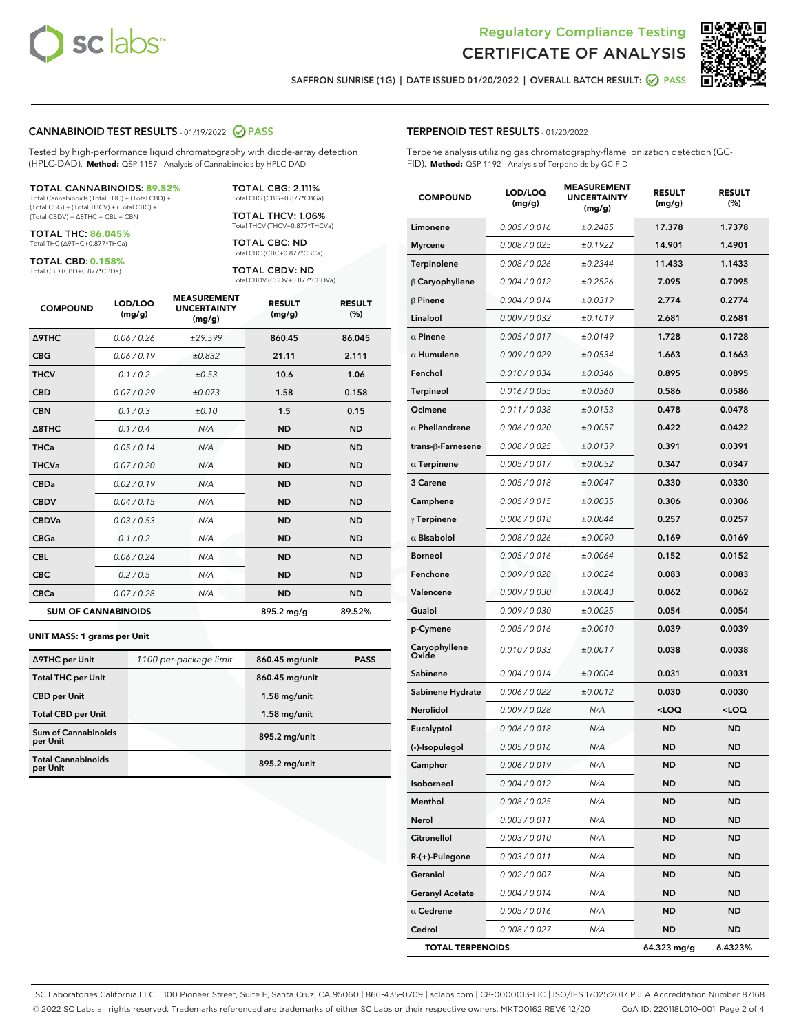Regulatory Compliance Testing
# CERTIFICATE OF ANALYSIS

SAFFRON SUNRISE (1G) | DATE ISSUED 01/20/2022 | OVERALL BATCH RESULT: PASS

## CANNABINOID TEST RESULTS - 01/19/2022 PASS

Tested by high-performance liquid chromatography with diode-array detection (HPLC-DAD). **Method:** QSP 1157 - Analysis of Cannabinoids by HPLC-DAD

**TOTAL CANNABINOIDS: 89.52%**
Total Cannabinoids (Total THC) + (Total CBD) + (Total CBG) + (Total THCV) + (Total CBC) + (Total CBDV) + Δ8THC + CBL + CBN

**TOTAL THC: 86.045%**
Total THC (Δ9THC+0.877*THCa)

**TOTAL CBD: 0.158%**
Total CBD (CBD+0.877*CBDa)

**TOTAL CBG: 2.111%**
Total CBG (CBG+0.877*CBGa)

**TOTAL THCV: 1.06%**
Total THCV (THCV+0.877*THCVa)

**TOTAL CBC: ND**
Total CBC (CBC+0.877*CBCa)

**TOTAL CBDV: ND**
Total CBDV (CBDV+0.877*CBDVa)

| COMPOUND | LOD/LOQ (mg/g) | MEASUREMENT UNCERTAINTY (mg/g) | RESULT (mg/g) | RESULT (%) |
|---|---|---|---|---|
| Δ9THC | 0.06 / 0.26 | ±29.599 | 860.45 | 86.045 |
| CBG | 0.06 / 0.19 | ±0.832 | 21.11 | 2.111 |
| THCV | 0.1 / 0.2 | ±0.53 | 10.6 | 1.06 |
| CBD | 0.07 / 0.29 | ±0.073 | 1.58 | 0.158 |
| CBN | 0.1 / 0.3 | ±0.10 | 1.5 | 0.15 |
| Δ8THC | 0.1 / 0.4 | N/A | ND | ND |
| THCa | 0.05 / 0.14 | N/A | ND | ND |
| THCVa | 0.07 / 0.20 | N/A | ND | ND |
| CBDa | 0.02 / 0.19 | N/A | ND | ND |
| CBDV | 0.04 / 0.15 | N/A | ND | ND |
| CBDVa | 0.03 / 0.53 | N/A | ND | ND |
| CBGa | 0.1 / 0.2 | N/A | ND | ND |
| CBL | 0.06 / 0.24 | N/A | ND | ND |
| CBC | 0.2 / 0.5 | N/A | ND | ND |
| CBCa | 0.07 / 0.28 | N/A | ND | ND |
| **SUM OF CANNABINOIDS** | | | 895.2 mg/g | 89.52% |

**UNIT MASS: 1 grams per Unit**

| | | | |
|---|---|---|---|
| Δ9THC per Unit | 1100 per-package limit | 860.45 mg/unit | PASS |
| Total THC per Unit | | 860.45 mg/unit | |
| CBD per Unit | | 1.58 mg/unit | |
| Total CBD per Unit | | 1.58 mg/unit | |
| Sum of Cannabinoids per Unit | | 895.2 mg/unit | |
| Total Cannabinoids per Unit | | 895.2 mg/unit | |

## TERPENOID TEST RESULTS - 01/20/2022

Terpene analysis utilizing gas chromatography-flame ionization detection (GC-FID). **Method:** QSP 1192 - Analysis of Terpenoids by GC-FID

| COMPOUND | LOD/LOQ (mg/g) | MEASUREMENT UNCERTAINTY (mg/g) | RESULT (mg/g) | RESULT (%) |
|---|---|---|---|---|
| Limonene | 0.005 / 0.016 | ±0.2485 | 17.378 | 1.7378 |
| Myrcene | 0.008 / 0.025 | ±0.1922 | 14.901 | 1.4901 |
| Terpinolene | 0.008 / 0.026 | ±0.2344 | 11.433 | 1.1433 |
| β Caryophyllene | 0.004 / 0.012 | ±0.2526 | 7.095 | 0.7095 |
| β Pinene | 0.004 / 0.014 | ±0.0319 | 2.774 | 0.2774 |
| Linalool | 0.009 / 0.032 | ±0.1019 | 2.681 | 0.2681 |
| α Pinene | 0.005 / 0.017 | ±0.0149 | 1.728 | 0.1728 |
| α Humulene | 0.009 / 0.029 | ±0.0534 | 1.663 | 0.1663 |
| Fenchol | 0.010 / 0.034 | ±0.0346 | 0.895 | 0.0895 |
| Terpineol | 0.016 / 0.055 | ±0.0360 | 0.586 | 0.0586 |
| Ocimene | 0.011 / 0.038 | ±0.0153 | 0.478 | 0.0478 |
| α Phellandrene | 0.006 / 0.020 | ±0.0057 | 0.422 | 0.0422 |
| trans-β-Farnesene | 0.008 / 0.025 | ±0.0139 | 0.391 | 0.0391 |
| α Terpinene | 0.005 / 0.017 | ±0.0052 | 0.347 | 0.0347 |
| 3 Carene | 0.005 / 0.018 | ±0.0047 | 0.330 | 0.0330 |
| Camphene | 0.005 / 0.015 | ±0.0035 | 0.306 | 0.0306 |
| γ Terpinene | 0.006 / 0.018 | ±0.0044 | 0.257 | 0.0257 |
| α Bisabolol | 0.008 / 0.026 | ±0.0090 | 0.169 | 0.0169 |
| Borneol | 0.005 / 0.016 | ±0.0064 | 0.152 | 0.0152 |
| Fenchone | 0.009 / 0.028 | ±0.0024 | 0.083 | 0.0083 |
| Valencene | 0.009 / 0.030 | ±0.0043 | 0.062 | 0.0062 |
| Guaiol | 0.009 / 0.030 | ±0.0025 | 0.054 | 0.0054 |
| p-Cymene | 0.005 / 0.016 | ±0.0010 | 0.039 | 0.0039 |
| Caryophyllene Oxide | 0.010 / 0.033 | ±0.0017 | 0.038 | 0.0038 |
| Sabinene | 0.004 / 0.014 | ±0.0004 | 0.031 | 0.0031 |
| Sabinene Hydrate | 0.006 / 0.022 | ±0.0012 | 0.030 | 0.0030 |
| Nerolidol | 0.009 / 0.028 | N/A | <LOQ | <LOQ |
| Eucalyptol | 0.006 / 0.018 | N/A | ND | ND |
| (-)-Isopulegol | 0.005 / 0.016 | N/A | ND | ND |
| Camphor | 0.006 / 0.019 | N/A | ND | ND |
| Isoborneol | 0.004 / 0.012 | N/A | ND | ND |
| Menthol | 0.008 / 0.025 | N/A | ND | ND |
| Nerol | 0.003 / 0.011 | N/A | ND | ND |
| Citronellol | 0.003 / 0.010 | N/A | ND | ND |
| R-(+)-Pulegone | 0.003 / 0.011 | N/A | ND | ND |
| Geraniol | 0.002 / 0.007 | N/A | ND | ND |
| Geranyl Acetate | 0.004 / 0.014 | N/A | ND | ND |
| α Cedrene | 0.005 / 0.016 | N/A | ND | ND |
| Cedrol | 0.008 / 0.027 | N/A | ND | ND |
| **TOTAL TERPENOIDS** | | | 64.323 mg/g | 6.4323% |

SC Laboratories California LLC. | 100 Pioneer Street, Suite E, Santa Cruz, CA 95060 | 866-435-0709 | sclabs.com | C8-0000013-LIC | ISO/IES 17025:2017 PJLA Accreditation Number 87168
© 2022 SC Labs all rights reserved. Trademarks referenced are trademarks of either SC Labs or their respective owners. MKT00162 REV6 12/20 CoA ID: 220118L010-001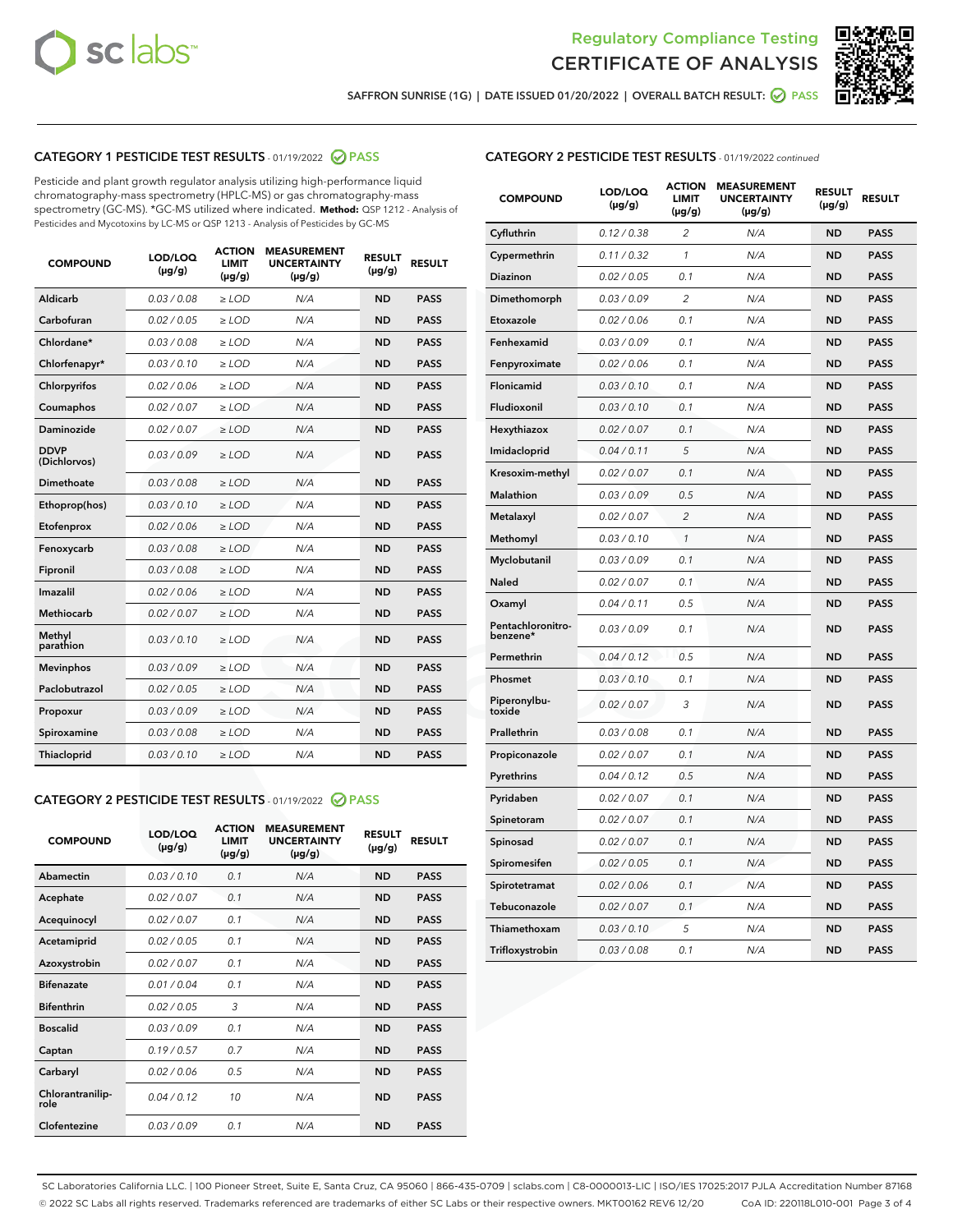Regulatory Compliance Testing
# CERTIFICATE OF ANALYSIS

SAFFRON SUNRISE (1G) | DATE ISSUED 01/20/2022 | OVERALL BATCH RESULT: PASS

## CATEGORY 1 PESTICIDE TEST RESULTS - 01/19/2022 PASS

Pesticide and plant growth regulator analysis utilizing high-performance liquid chromatography-mass spectrometry (HPLC-MS) or gas chromatography-mass spectrometry (GC-MS). *GC-MS utilized where indicated. **Method:** QSP 1212 - Analysis of Pesticides and Mycotoxins by LC-MS or QSP 1213 - Analysis of Pesticides by GC-MS

| COMPOUND | LOD/LOQ (µg/g) | ACTION LIMIT (µg/g) | MEASUREMENT UNCERTAINTY (µg/g) | RESULT (µg/g) | RESULT |
|---|---|---|---|---|---|
| Aldicarb | 0.03 / 0.08 | ≥ LOD | N/A | ND | PASS |
| Carbofuran | 0.02 / 0.05 | ≥ LOD | N/A | ND | PASS |
| Chlordane* | 0.03 / 0.08 | ≥ LOD | N/A | ND | PASS |
| Chlorfenapyr* | 0.03 / 0.10 | ≥ LOD | N/A | ND | PASS |
| Chlorpyrifos | 0.02 / 0.06 | ≥ LOD | N/A | ND | PASS |
| Coumaphos | 0.02 / 0.07 | ≥ LOD | N/A | ND | PASS |
| Daminozide | 0.02 / 0.07 | ≥ LOD | N/A | ND | PASS |
| DDVP (Dichlorvos) | 0.03 / 0.09 | ≥ LOD | N/A | ND | PASS |
| Dimethoate | 0.03 / 0.08 | ≥ LOD | N/A | ND | PASS |
| Ethoprop(hos) | 0.03 / 0.10 | ≥ LOD | N/A | ND | PASS |
| Etofenprox | 0.02 / 0.06 | ≥ LOD | N/A | ND | PASS |
| Fenoxycarb | 0.03 / 0.08 | ≥ LOD | N/A | ND | PASS |
| Fipronil | 0.03 / 0.08 | ≥ LOD | N/A | ND | PASS |
| Imazalil | 0.02 / 0.06 | ≥ LOD | N/A | ND | PASS |
| Methiocarb | 0.02 / 0.07 | ≥ LOD | N/A | ND | PASS |
| Methyl parathion | 0.03 / 0.10 | ≥ LOD | N/A | ND | PASS |
| Mevinphos | 0.03 / 0.09 | ≥ LOD | N/A | ND | PASS |
| Paclobutrazol | 0.02 / 0.05 | ≥ LOD | N/A | ND | PASS |
| Propoxur | 0.03 / 0.09 | ≥ LOD | N/A | ND | PASS |
| Spiroxamine | 0.03 / 0.08 | ≥ LOD | N/A | ND | PASS |
| Thiacloprid | 0.03 / 0.10 | ≥ LOD | N/A | ND | PASS |

## CATEGORY 2 PESTICIDE TEST RESULTS - 01/19/2022 PASS

| COMPOUND | LOD/LOQ (µg/g) | ACTION LIMIT (µg/g) | MEASUREMENT UNCERTAINTY (µg/g) | RESULT (µg/g) | RESULT |
|---|---|---|---|---|---|
| Abamectin | 0.03 / 0.10 | 0.1 | N/A | ND | PASS |
| Acephate | 0.02 / 0.07 | 0.1 | N/A | ND | PASS |
| Acequinocyl | 0.02 / 0.07 | 0.1 | N/A | ND | PASS |
| Acetamiprid | 0.02 / 0.05 | 0.1 | N/A | ND | PASS |
| Azoxystrobin | 0.02 / 0.07 | 0.1 | N/A | ND | PASS |
| Bifenazate | 0.01 / 0.04 | 0.1 | N/A | ND | PASS |
| Bifenthrin | 0.02 / 0.05 | 3 | N/A | ND | PASS |
| Boscalid | 0.03 / 0.09 | 0.1 | N/A | ND | PASS |
| Captan | 0.19 / 0.57 | 0.7 | N/A | ND | PASS |
| Carbaryl | 0.02 / 0.06 | 0.5 | N/A | ND | PASS |
| Chlorantraniliprole | 0.04 / 0.12 | 10 | N/A | ND | PASS |
| Clofentezine | 0.03 / 0.09 | 0.1 | N/A | ND | PASS |
| Cyfluthrin | 0.12 / 0.38 | 2 | N/A | ND | PASS |
| Cypermethrin | 0.11 / 0.32 | 1 | N/A | ND | PASS |
| Diazinon | 0.02 / 0.05 | 0.1 | N/A | ND | PASS |
| Dimethomorph | 0.03 / 0.09 | 2 | N/A | ND | PASS |
| Etoxazole | 0.02 / 0.06 | 0.1 | N/A | ND | PASS |
| Fenhexamid | 0.03 / 0.09 | 0.1 | N/A | ND | PASS |
| Fenpyroximate | 0.02 / 0.06 | 0.1 | N/A | ND | PASS |
| Flonicamid | 0.03 / 0.10 | 0.1 | N/A | ND | PASS |
| Fludioxonil | 0.03 / 0.10 | 0.1 | N/A | ND | PASS |
| Hexythiazox | 0.02 / 0.07 | 0.1 | N/A | ND | PASS |
| Imidacloprid | 0.04 / 0.11 | 5 | N/A | ND | PASS |
| Kresoxim-methyl | 0.02 / 0.07 | 0.1 | N/A | ND | PASS |
| Malathion | 0.03 / 0.09 | 0.5 | N/A | ND | PASS |
| Metalaxyl | 0.02 / 0.07 | 2 | N/A | ND | PASS |
| Methomyl | 0.03 / 0.10 | 1 | N/A | ND | PASS |
| Myclobutanil | 0.03 / 0.09 | 0.1 | N/A | ND | PASS |
| Naled | 0.02 / 0.07 | 0.1 | N/A | ND | PASS |
| Oxamyl | 0.04 / 0.11 | 0.5 | N/A | ND | PASS |
| Pentachloronitrobenzene* | 0.03 / 0.09 | 0.1 | N/A | ND | PASS |
| Permethrin | 0.04 / 0.12 | 0.5 | N/A | ND | PASS |
| Phosmet | 0.03 / 0.10 | 0.1 | N/A | ND | PASS |
| Piperonylbutoxide | 0.02 / 0.07 | 3 | N/A | ND | PASS |
| Prallethrin | 0.03 / 0.08 | 0.1 | N/A | ND | PASS |
| Propiconazole | 0.02 / 0.07 | 0.1 | N/A | ND | PASS |
| Pyrethrins | 0.04 / 0.12 | 0.5 | N/A | ND | PASS |
| Pyridaben | 0.02 / 0.07 | 0.1 | N/A | ND | PASS |
| Spinetoram | 0.02 / 0.07 | 0.1 | N/A | ND | PASS |
| Spinosad | 0.02 / 0.07 | 0.1 | N/A | ND | PASS |
| Spiromesifen | 0.02 / 0.05 | 0.1 | N/A | ND | PASS |
| Spirotetramat | 0.02 / 0.06 | 0.1 | N/A | ND | PASS |
| Tebuconazole | 0.02 / 0.07 | 0.1 | N/A | ND | PASS |
| Thiamethoxam | 0.03 / 0.10 | 5 | N/A | ND | PASS |
| Trifloxystrobin | 0.03 / 0.08 | 0.1 | N/A | ND | PASS |

SC Laboratories California LLC. | 100 Pioneer Street, Suite E, Santa Cruz, CA 95060 | 866-435-0709 | sclabs.com | C8-0000013-LIC | ISO/IES 17025:2017 PJLA Accreditation Number 87168
© 2022 SC Labs all rights reserved. Trademarks referenced are trademarks of either SC Labs or their respective owners. MKT00162 REV6 12/20 CoA ID: 220118L010-001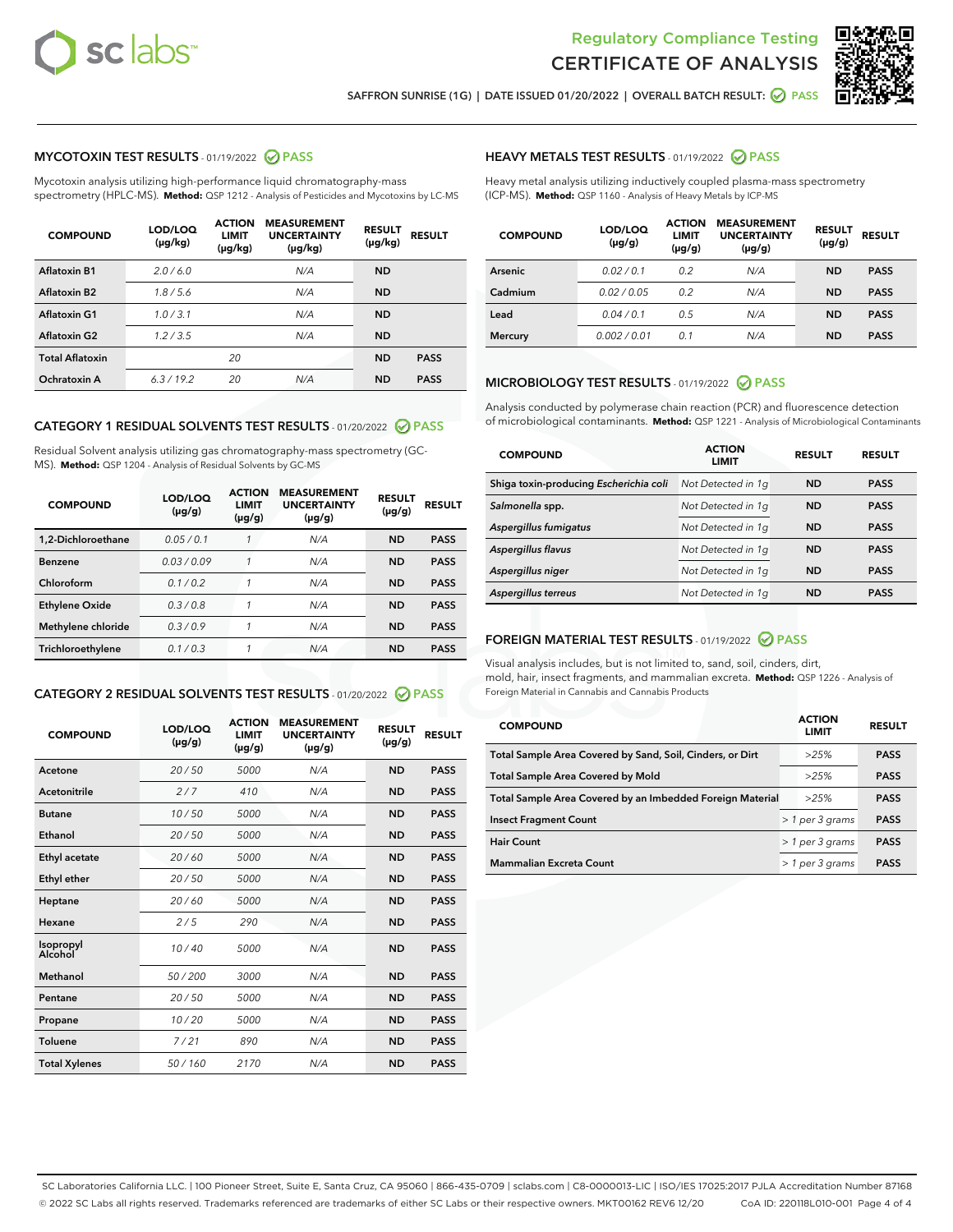Regulatory Compliance Testing
# CERTIFICATE OF ANALYSIS

SAFFRON SUNRISE (1G) | DATE ISSUED 01/20/2022 | OVERALL BATCH RESULT: PASS

## MYCOTOXIN TEST RESULTS - 01/19/2022 PASS

Mycotoxin analysis utilizing high-performance liquid chromatography-mass spectrometry (HPLC-MS). **Method:** QSP 1212 - Analysis of Pesticides and Mycotoxins by LC-MS

| COMPOUND | LOD/LOQ (µg/kg) | ACTION LIMIT (µg/kg) | MEASUREMENT UNCERTAINTY (µg/kg) | RESULT (µg/kg) | RESULT |
|---|---|---|---|---|---|
| Aflatoxin B1 | 2.0 / 6.0 | | N/A | ND | |
| Aflatoxin B2 | 1.8 / 5.6 | | N/A | ND | |
| Aflatoxin G1 | 1.0 / 3.1 | | N/A | ND | |
| Aflatoxin G2 | 1.2 / 3.5 | | N/A | ND | |
| Total Aflatoxin | | 20 | | ND | PASS |
| Ochratoxin A | 6.3 / 19.2 | 20 | N/A | ND | PASS |

## CATEGORY 1 RESIDUAL SOLVENTS TEST RESULTS - 01/20/2022 PASS

Residual Solvent analysis utilizing gas chromatography-mass spectrometry (GC-MS). **Method:** QSP 1204 - Analysis of Residual Solvents by GC-MS

| COMPOUND | LOD/LOQ (µg/g) | ACTION LIMIT (µg/g) | MEASUREMENT UNCERTAINTY (µg/g) | RESULT (µg/g) | RESULT |
|---|---|---|---|---|---|
| 1,2-Dichloroethane | 0.05 / 0.1 | 1 | N/A | ND | PASS |
| Benzene | 0.03 / 0.09 | 1 | N/A | ND | PASS |
| Chloroform | 0.1 / 0.2 | 1 | N/A | ND | PASS |
| Ethylene Oxide | 0.3 / 0.8 | 1 | N/A | ND | PASS |
| Methylene chloride | 0.3 / 0.9 | 1 | N/A | ND | PASS |
| Trichloroethylene | 0.1 / 0.3 | 1 | N/A | ND | PASS |

## CATEGORY 2 RESIDUAL SOLVENTS TEST RESULTS - 01/20/2022 PASS

| COMPOUND | LOD/LOQ (µg/g) | ACTION LIMIT (µg/g) | MEASUREMENT UNCERTAINTY (µg/g) | RESULT (µg/g) | RESULT |
|---|---|---|---|---|---|
| Acetone | 20 / 50 | 5000 | N/A | ND | PASS |
| Acetonitrile | 2 / 7 | 410 | N/A | ND | PASS |
| Butane | 10 / 50 | 5000 | N/A | ND | PASS |
| Ethanol | 20 / 50 | 5000 | N/A | ND | PASS |
| Ethyl acetate | 20 / 60 | 5000 | N/A | ND | PASS |
| Ethyl ether | 20 / 50 | 5000 | N/A | ND | PASS |
| Heptane | 20 / 60 | 5000 | N/A | ND | PASS |
| Hexane | 2 / 5 | 290 | N/A | ND | PASS |
| Isopropyl Alcohol | 10 / 40 | 5000 | N/A | ND | PASS |
| Methanol | 50 / 200 | 3000 | N/A | ND | PASS |
| Pentane | 20 / 50 | 5000 | N/A | ND | PASS |
| Propane | 10 / 20 | 5000 | N/A | ND | PASS |
| Toluene | 7 / 21 | 890 | N/A | ND | PASS |
| Total Xylenes | 50 / 160 | 2170 | N/A | ND | PASS |

## HEAVY METALS TEST RESULTS - 01/19/2022 PASS

Heavy metal analysis utilizing inductively coupled plasma-mass spectrometry (ICP-MS). **Method:** QSP 1160 - Analysis of Heavy Metals by ICP-MS

| COMPOUND | LOD/LOQ (µg/g) | ACTION LIMIT (µg/g) | MEASUREMENT UNCERTAINTY (µg/g) | RESULT (µg/g) | RESULT |
|---|---|---|---|---|---|
| Arsenic | 0.02 / 0.1 | 0.2 | N/A | ND | PASS |
| Cadmium | 0.02 / 0.05 | 0.2 | N/A | ND | PASS |
| Lead | 0.04 / 0.1 | 0.5 | N/A | ND | PASS |
| Mercury | 0.002 / 0.01 | 0.1 | N/A | ND | PASS |

## MICROBIOLOGY TEST RESULTS - 01/19/2022 PASS

Analysis conducted by polymerase chain reaction (PCR) and fluorescence detection of microbiological contaminants. **Method:** QSP 1221 - Analysis of Microbiological Contaminants

| COMPOUND | ACTION LIMIT | RESULT | RESULT |
|---|---|---|---|
| Shiga toxin-producing *Escherichia coli* | Not Detected in 1g | ND | PASS |
| *Salmonella* spp. | Not Detected in 1g | ND | PASS |
| *Aspergillus fumigatus* | Not Detected in 1g | ND | PASS |
| *Aspergillus flavus* | Not Detected in 1g | ND | PASS |
| *Aspergillus niger* | Not Detected in 1g | ND | PASS |
| *Aspergillus terreus* | Not Detected in 1g | ND | PASS |

## FOREIGN MATERIAL TEST RESULTS - 01/19/2022 PASS

Visual analysis includes, but is not limited to, sand, soil, cinders, dirt, mold, hair, insect fragments, and mammalian excreta. **Method:** QSP 1226 - Analysis of Foreign Material in Cannabis and Cannabis Products

| COMPOUND | ACTION LIMIT | RESULT |
|---|---|---|
| Total Sample Area Covered by Sand, Soil, Cinders, or Dirt | >25% | PASS |
| Total Sample Area Covered by Mold | >25% | PASS |
| Total Sample Area Covered by an Imbedded Foreign Material | >25% | PASS |
| Insect Fragment Count | > 1 per 3 grams | PASS |
| Hair Count | > 1 per 3 grams | PASS |
| Mammalian Excreta Count | > 1 per 3 grams | PASS |

SC Laboratories California LLC. | 100 Pioneer Street, Suite E, Santa Cruz, CA 95060 | 866-435-0709 | sclabs.com | C8-0000013-LIC | ISO/IES 17025:2017 PJLA Accreditation Number 87168
© 2022 SC Labs all rights reserved. Trademarks referenced are trademarks of either SC Labs or their respective owners. MKT00162 REV6 12/20 CoA ID: 220118L010-001